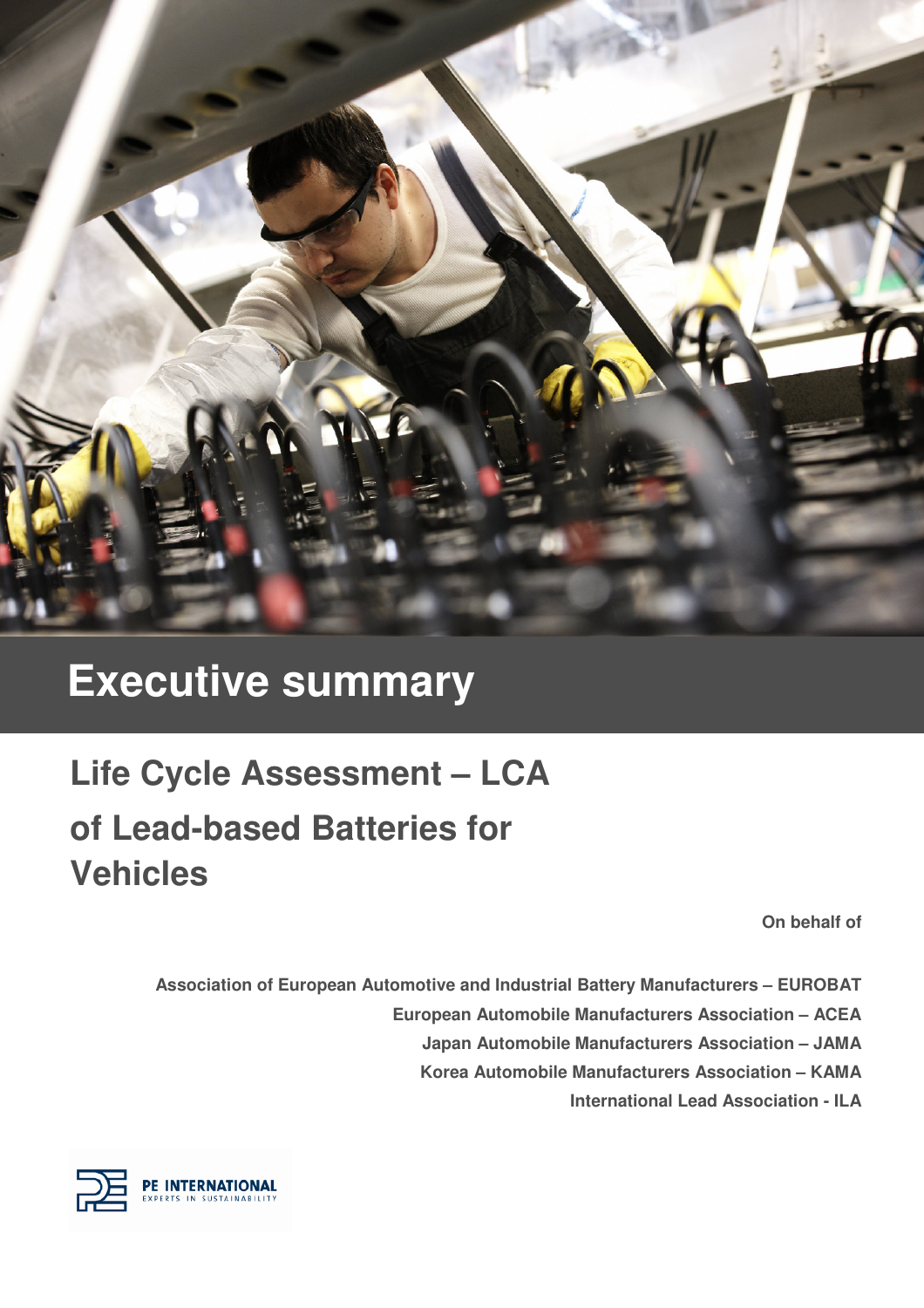# Executive summary

## Life Cycle Assessment – LCA of Lead-based Batteries for Vehicles

**On behalf of**

**Association of European Automotive and Industrial Battery Manufacturers – EUROBAT**
**European Automobile Manufacturers Association – ACEA**
**Japan Automobile Manufacturers Association – JAMA**
**Korea Automobile Manufacturers Association – KAMA**
**International Lead Association - ILA**

PE INTERNATIONAL
EXPERTS IN SUSTAINABILITY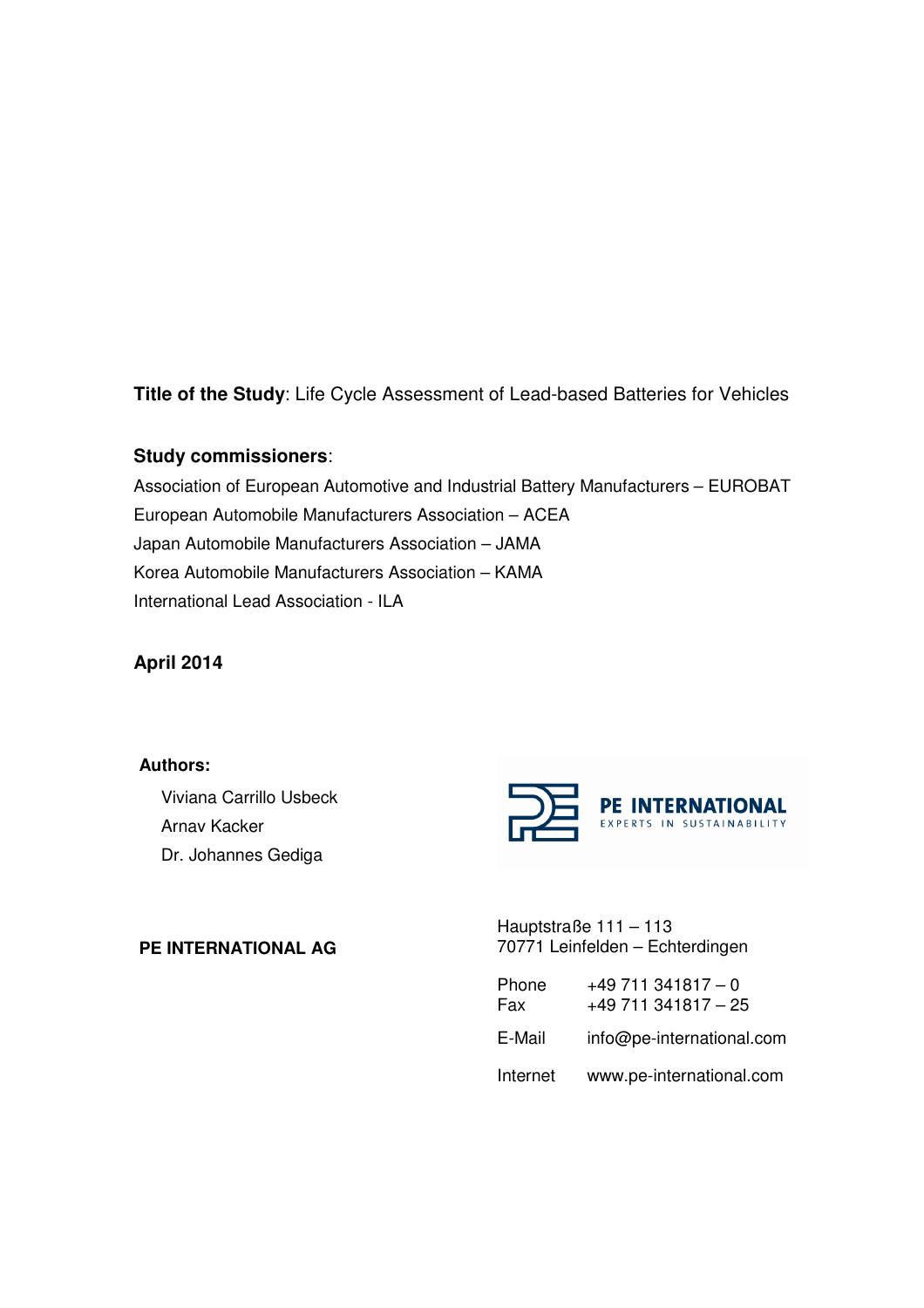**Title of the Study**: Life Cycle Assessment of Lead-based Batteries for Vehicles

**Study commissioners**:

Association of European Automotive and Industrial Battery Manufacturers – EUROBAT
European Automobile Manufacturers Association – ACEA
Japan Automobile Manufacturers Association – JAMA
Korea Automobile Manufacturers Association – KAMA
International Lead Association - ILA

**April 2014**

**Authors:**

Viviana Carrillo Usbeck
Arnav Kacker
Dr. Johannes Gediga

**PE INTERNATIONAL AG**

PE INTERNATIONAL
EXPERTS IN SUSTAINABILITY

Hauptstraße 111 – 113
70771 Leinfelden – Echterdingen

Phone +49 711 341817 – 0
Fax +49 711 341817 – 25

E-Mail info@pe-international.com

Internet www.pe-international.com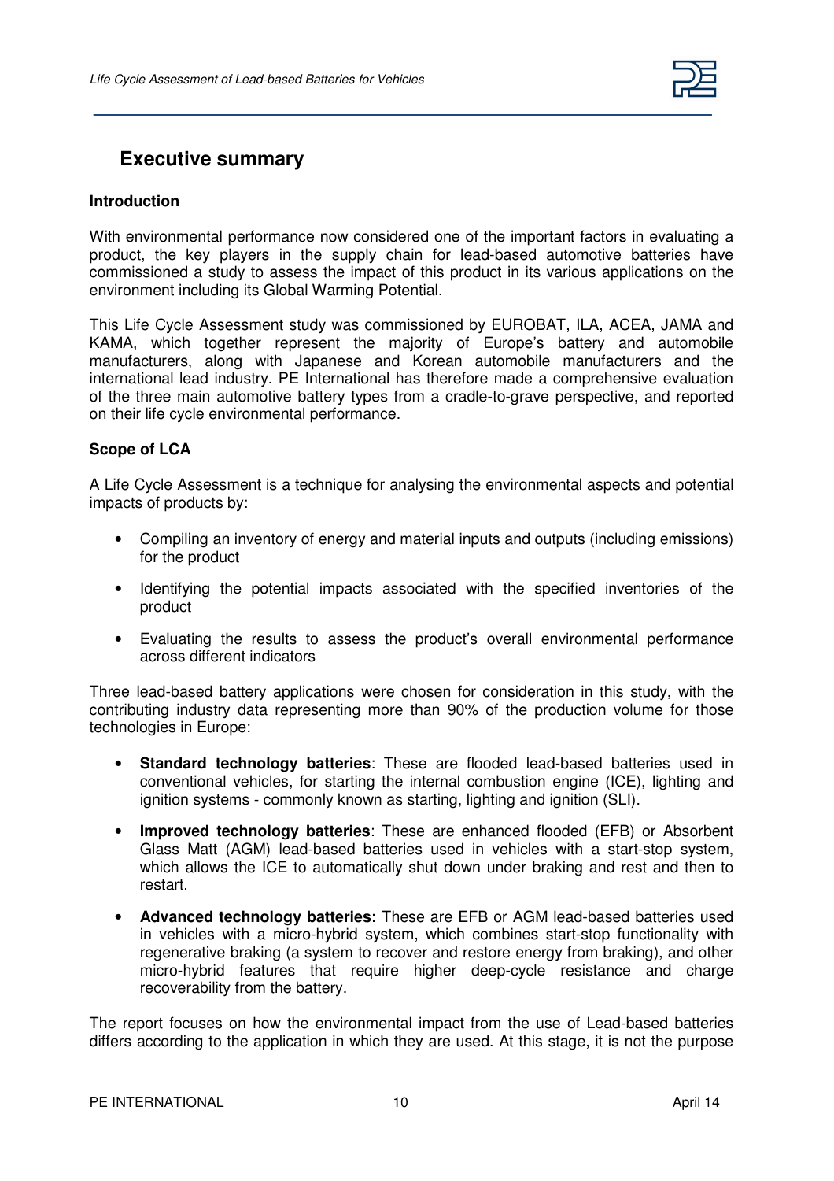## Executive summary

### Introduction

With environmental performance now considered one of the important factors in evaluating a product, the key players in the supply chain for lead-based automotive batteries have commissioned a study to assess the impact of this product in its various applications on the environment including its Global Warming Potential.

This Life Cycle Assessment study was commissioned by EUROBAT, ILA, ACEA, JAMA and KAMA, which together represent the majority of Europe's battery and automobile manufacturers, along with Japanese and Korean automobile manufacturers and the international lead industry. PE International has therefore made a comprehensive evaluation of the three main automotive battery types from a cradle-to-grave perspective, and reported on their life cycle environmental performance.

### Scope of LCA

A Life Cycle Assessment is a technique for analysing the environmental aspects and potential impacts of products by:

- Compiling an inventory of energy and material inputs and outputs (including emissions) for the product
- Identifying the potential impacts associated with the specified inventories of the product
- Evaluating the results to assess the product's overall environmental performance across different indicators

Three lead-based battery applications were chosen for consideration in this study, with the contributing industry data representing more than 90% of the production volume for those technologies in Europe:

- **Standard technology batteries**: These are flooded lead-based batteries used in conventional vehicles, for starting the internal combustion engine (ICE), lighting and ignition systems - commonly known as starting, lighting and ignition (SLI).
- **Improved technology batteries**: These are enhanced flooded (EFB) or Absorbent Glass Matt (AGM) lead-based batteries used in vehicles with a start-stop system, which allows the ICE to automatically shut down under braking and rest and then to restart.
- **Advanced technology batteries:** These are EFB or AGM lead-based batteries used in vehicles with a micro-hybrid system, which combines start-stop functionality with regenerative braking (a system to recover and restore energy from braking), and other micro-hybrid features that require higher deep-cycle resistance and charge recoverability from the battery.

The report focuses on how the environmental impact from the use of Lead-based batteries differs according to the application in which they are used. At this stage, it is not the purpose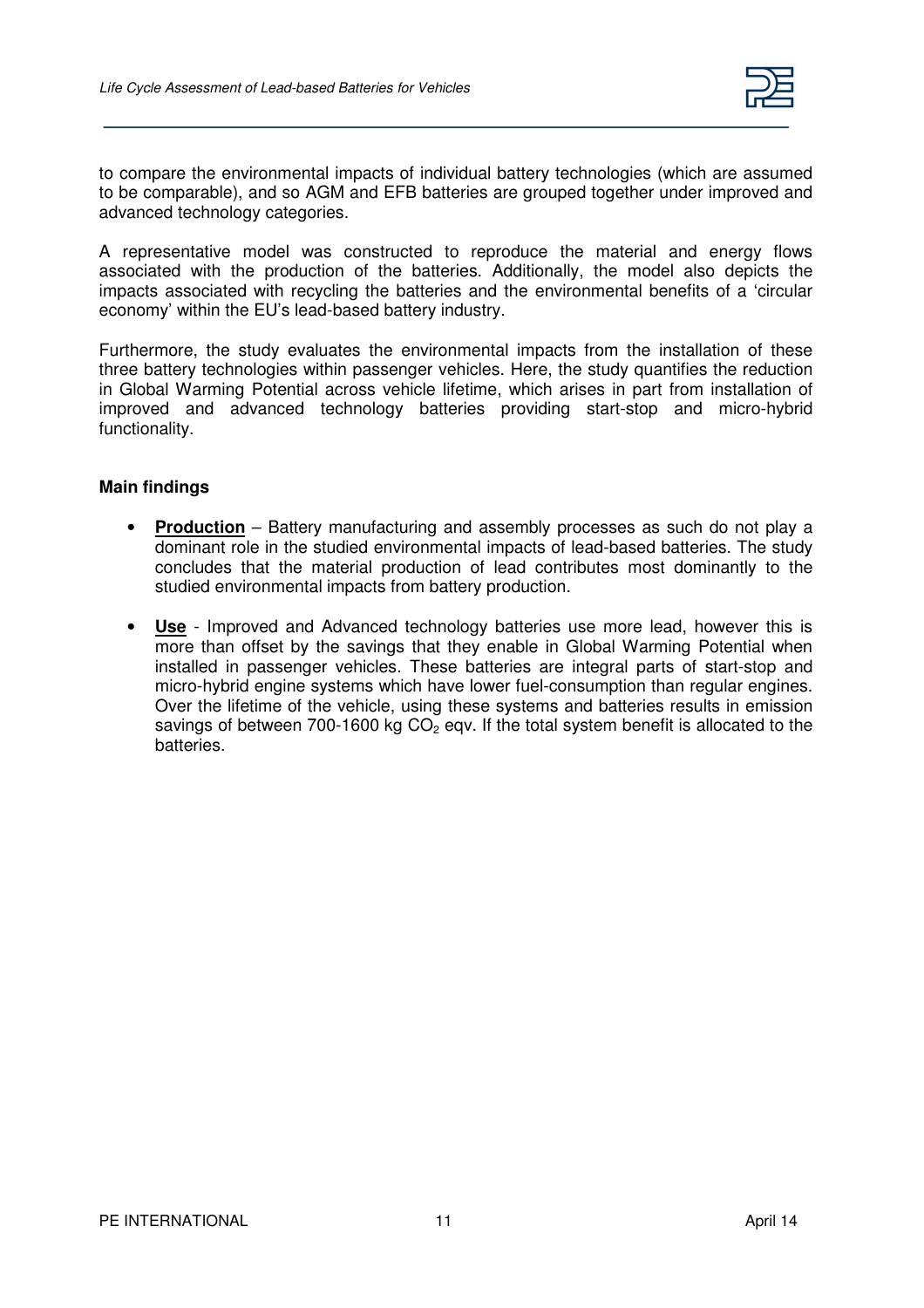to compare the environmental impacts of individual battery technologies (which are assumed to be comparable), and so AGM and EFB batteries are grouped together under improved and advanced technology categories.

A representative model was constructed to reproduce the material and energy flows associated with the production of the batteries. Additionally, the model also depicts the impacts associated with recycling the batteries and the environmental benefits of a 'circular economy' within the EU's lead-based battery industry.

Furthermore, the study evaluates the environmental impacts from the installation of these three battery technologies within passenger vehicles. Here, the study quantifies the reduction in Global Warming Potential across vehicle lifetime, which arises in part from installation of improved and advanced technology batteries providing start-stop and micro-hybrid functionality.

**Main findings**

- **Production** – Battery manufacturing and assembly processes as such do not play a dominant role in the studied environmental impacts of lead-based batteries. The study concludes that the material production of lead contributes most dominantly to the studied environmental impacts from battery production.
- **Use** - Improved and Advanced technology batteries use more lead, however this is more than offset by the savings that they enable in Global Warming Potential when installed in passenger vehicles. These batteries are integral parts of start-stop and micro-hybrid engine systems which have lower fuel-consumption than regular engines. Over the lifetime of the vehicle, using these systems and batteries results in emission savings of between 700-1600 kg $CO_2$ eqv. If the total system benefit is allocated to the batteries.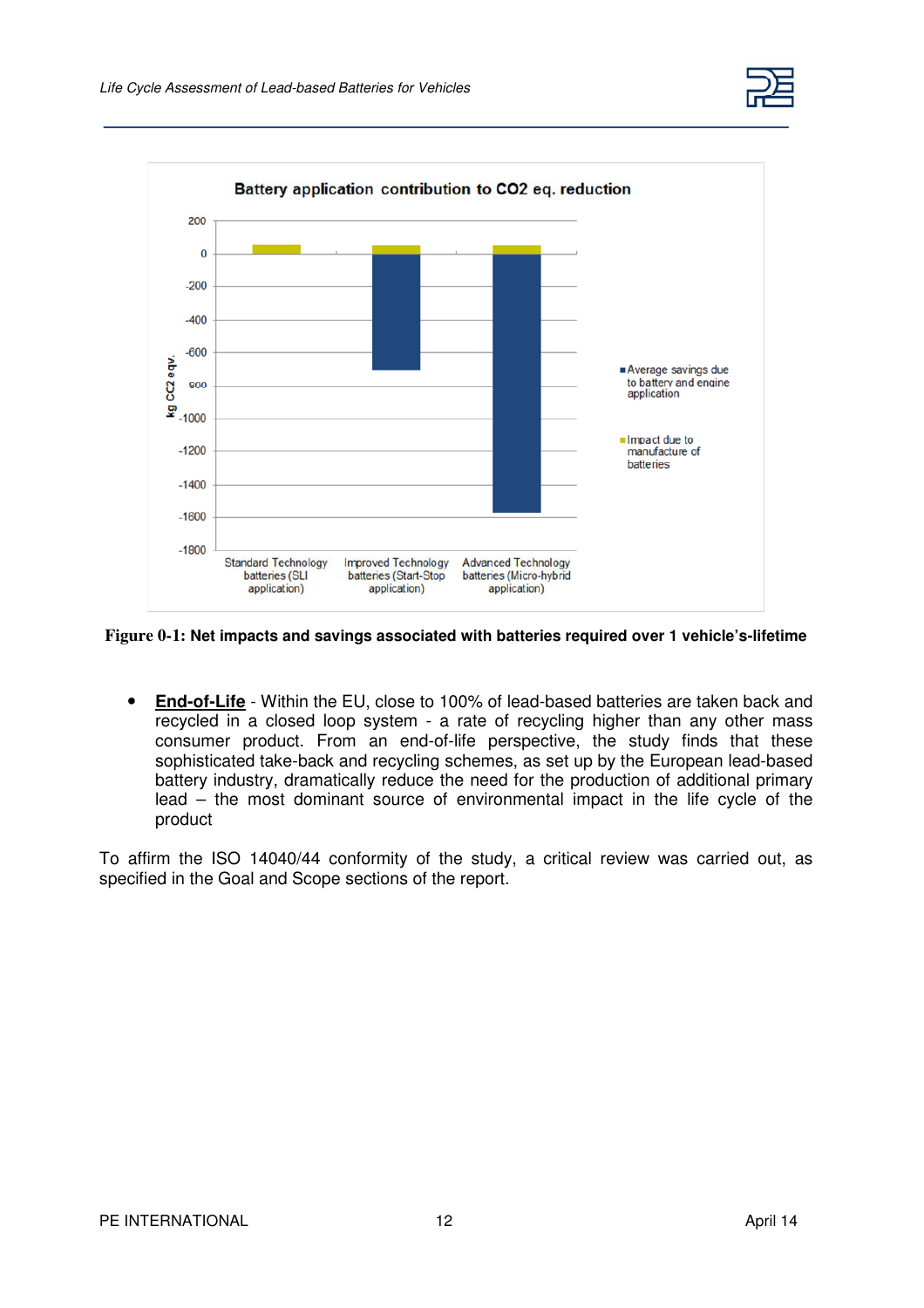Battery application contribution to CO2 eq. reduction

kg CO2 eqv.

200
0
-200
-400
-600
-800
-1000
-1200
-1400
-1600
-1800

Standard Technology batteries (SLI application)

Improved Technology batteries (Start-Stop application)

Advanced Technology batteries (Micro-hybrid application)

Average savings due to battery and engine application

Impact due to manufacture of batteries

**Figure 0-1: Net impacts and savings associated with batteries required over 1 vehicle's-lifetime**

- **End-of-Life** - Within the EU, close to 100% of lead-based batteries are taken back and recycled in a closed loop system - a rate of recycling higher than any other mass consumer product. From an end-of-life perspective, the study finds that these sophisticated take-back and recycling schemes, as set up by the European lead-based battery industry, dramatically reduce the need for the production of additional primary lead – the most dominant source of environmental impact in the life cycle of the product

To affirm the ISO 14040/44 conformity of the study, a critical review was carried out, as specified in the Goal and Scope sections of the report.